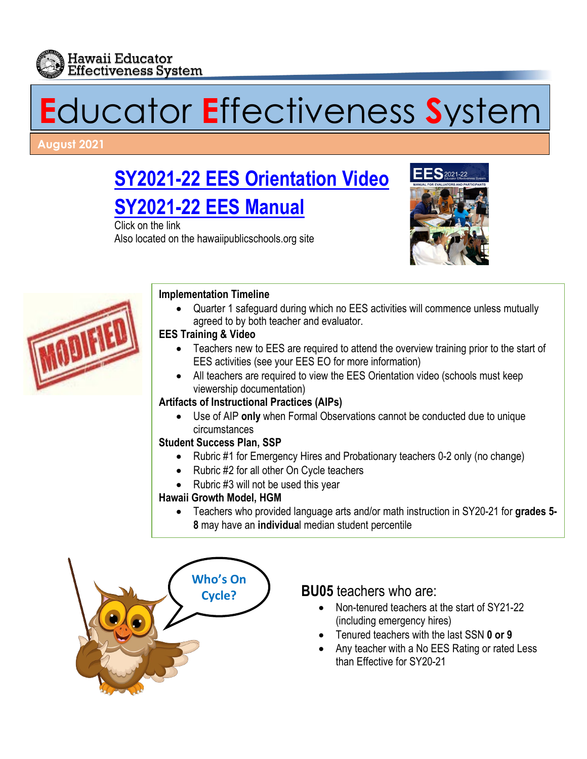Hawaii Educator Effectiveness System

# Educator Effectiveness System

**August 2021**

## SY2021-22 EES Orientation Video

## SY2021-22 EES Manual

Click on the link
Also located on the hawaiipublicschools.org site

MODIFIED

**Implementation Timeline**

- Quarter 1 safeguard during which no EES activities will commence unless mutually agreed to by both teacher and evaluator.

**EES Training & Video**

- Teachers new to EES are required to attend the overview training prior to the start of EES activities (see your EES EO for more information)
- All teachers are required to view the EES Orientation video (schools must keep viewership documentation)

**Artifacts of Instructional Practices (AIPs)**

- Use of AIP **only** when Formal Observations cannot be conducted due to unique circumstances

**Student Success Plan, SSP**

- Rubric #1 for Emergency Hires and Probationary teachers 0-2 only (no change)
- Rubric #2 for all other On Cycle teachers
- Rubric #3 will not be used this year

**Hawaii Growth Model, HGM**

- Teachers who provided language arts and/or math instruction in SY20-21 for **grades 5-8** may have an **individua**l median student percentile

Who's On Cycle?

**BU05** teachers who are:

- Non-tenured teachers at the start of SY21-22 (including emergency hires)
- Tenured teachers with the last SSN **0 or 9**
- Any teacher with a No EES Rating or rated Less than Effective for SY20-21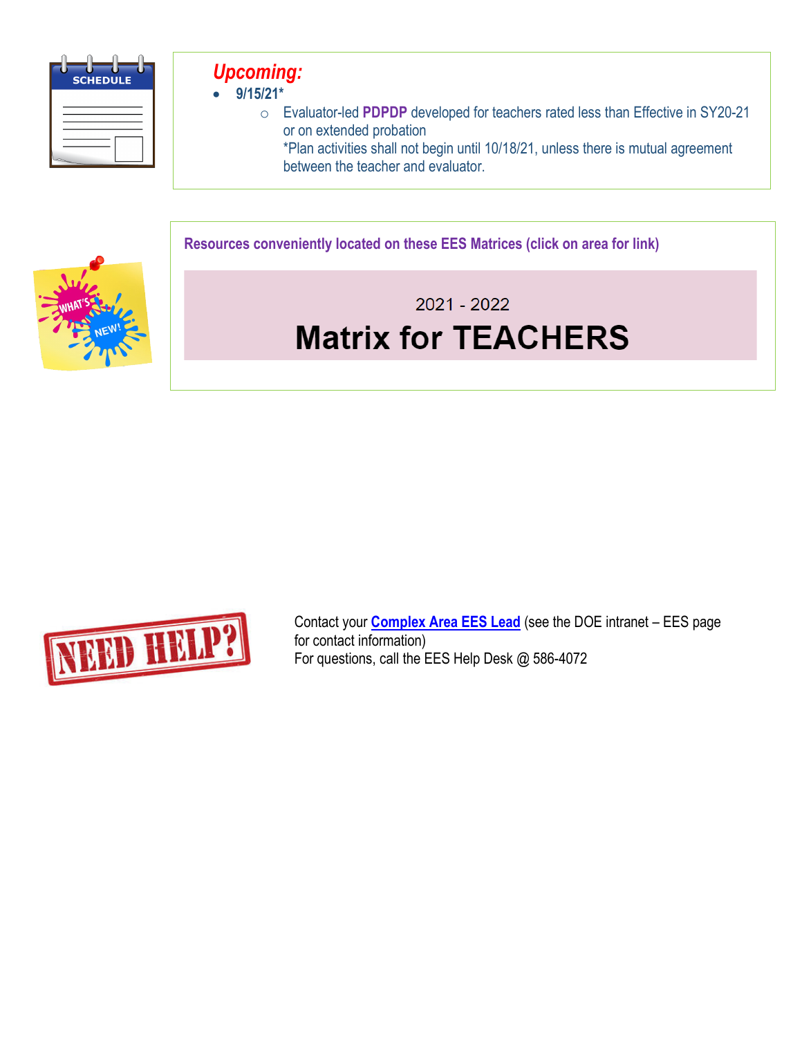## *Upcoming:*

- **9/15/21***
  - Evaluator-led **PDPDP** developed for teachers rated less than Effective in SY20-21 or on extended probation
    *Plan activities shall not begin until 10/18/21, unless there is mutual agreement between the teacher and evaluator.

**Resources conveniently located on these EES Matrices (click on area for link)**

2021 - 2022

**Matrix for TEACHERS**

Contact your **Complex Area EES Lead** (see the DOE intranet – EES page for contact information)
For questions, call the EES Help Desk @ 586-4072